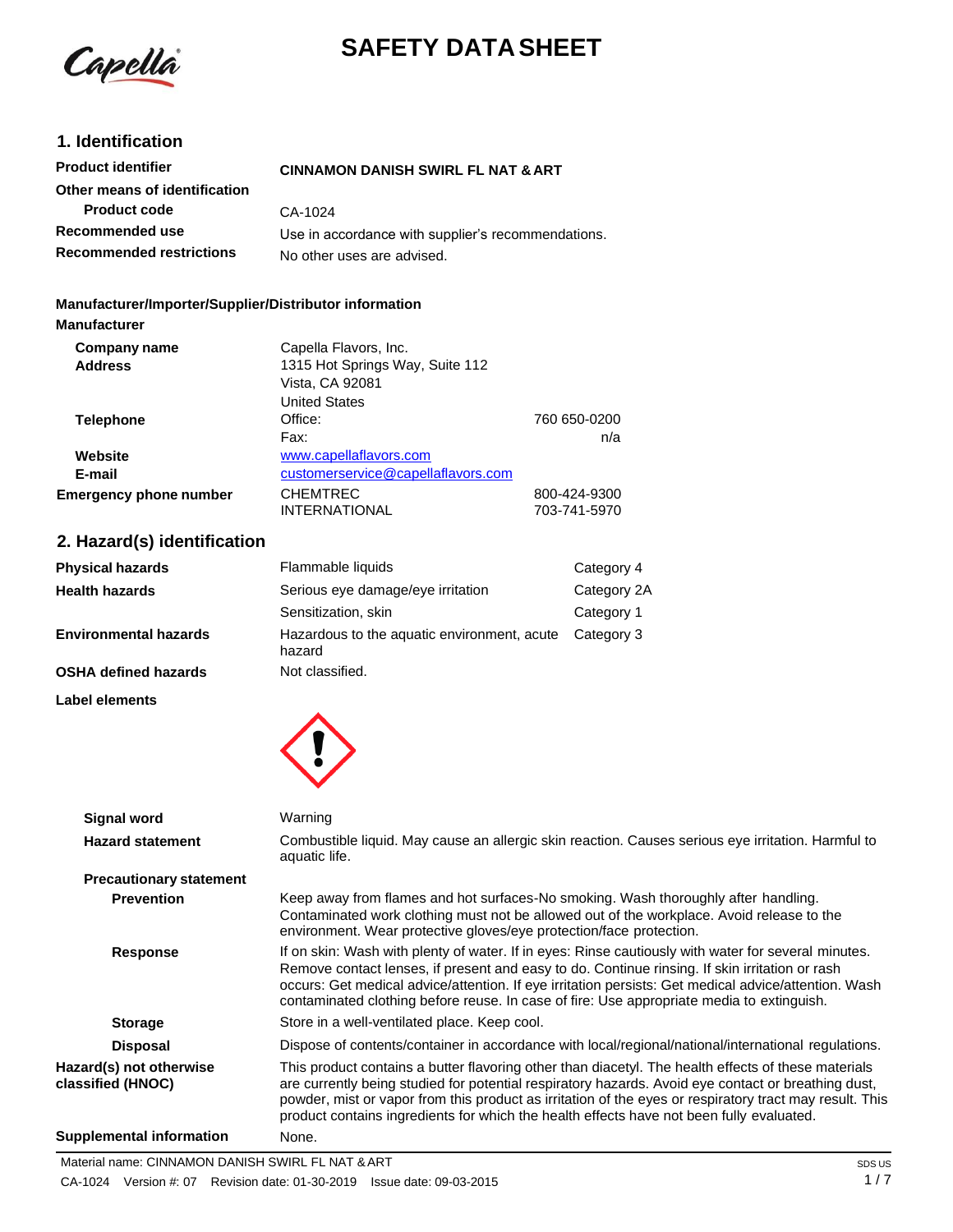# SAFETY DATA SHEET

## 1. Identification

| | |
|---|---|
| **Product identifier** | **CINNAMON DANISH SWIRL FL NAT & ART** |
| **Other means of identification** | |
| **Product code** | CA-1024 |
| **Recommended use** | Use in accordance with supplier's recommendations. |
| **Recommended restrictions** | No other uses are advised. |

**Manufacturer/Importer/Supplier/Distributor information**

**Manufacturer**

| | | |
|---|---|---|
| **Company name** | Capella Flavors, Inc. | |
| **Address** | 1315 Hot Springs Way, Suite 112<br>Vista, CA 92081<br>United States | |
| **Telephone** | Office: | 760 650-0200 |
| | Fax: | n/a |
| **Website** | www.capellaflavors.com | |
| **E-mail** | customerservice@capellaflavors.com | |
| **Emergency phone number** | CHEMTREC | 800-424-9300 |
| | INTERNATIONAL | 703-741-5970 |

## 2. Hazard(s) identification

| | | |
|---|---|---|
| **Physical hazards** | Flammable liquids | Category 4 |
| **Health hazards** | Serious eye damage/eye irritation | Category 2A |
| | Sensitization, skin | Category 1 |
| **Environmental hazards** | Hazardous to the aquatic environment, acute hazard | Category 3 |
| **OSHA defined hazards** | Not classified. | |

**Label elements**

**Signal word** Warning

**Hazard statement** Combustible liquid. May cause an allergic skin reaction. Causes serious eye irritation. Harmful to aquatic life.

**Precautionary statement**

**Prevention** Keep away from flames and hot surfaces-No smoking. Wash thoroughly after handling. Contaminated work clothing must not be allowed out of the workplace. Avoid release to the environment. Wear protective gloves/eye protection/face protection.

**Response** If on skin: Wash with plenty of water. If in eyes: Rinse cautiously with water for several minutes. Remove contact lenses, if present and easy to do. Continue rinsing. If skin irritation or rash occurs: Get medical advice/attention. If eye irritation persists: Get medical advice/attention. Wash contaminated clothing before reuse. In case of fire: Use appropriate media to extinguish.

**Storage** Store in a well-ventilated place. Keep cool.

**Disposal** Dispose of contents/container in accordance with local/regional/national/international regulations.

**Hazard(s) not otherwise classified (HNOC)** This product contains a butter flavoring other than diacetyl. The health effects of these materials are currently being studied for potential respiratory hazards. Avoid eye contact or breathing dust, powder, mist or vapor from this product as irritation of the eyes or respiratory tract may result. This product contains ingredients for which the health effects have not been fully evaluated.

**Supplemental information** None.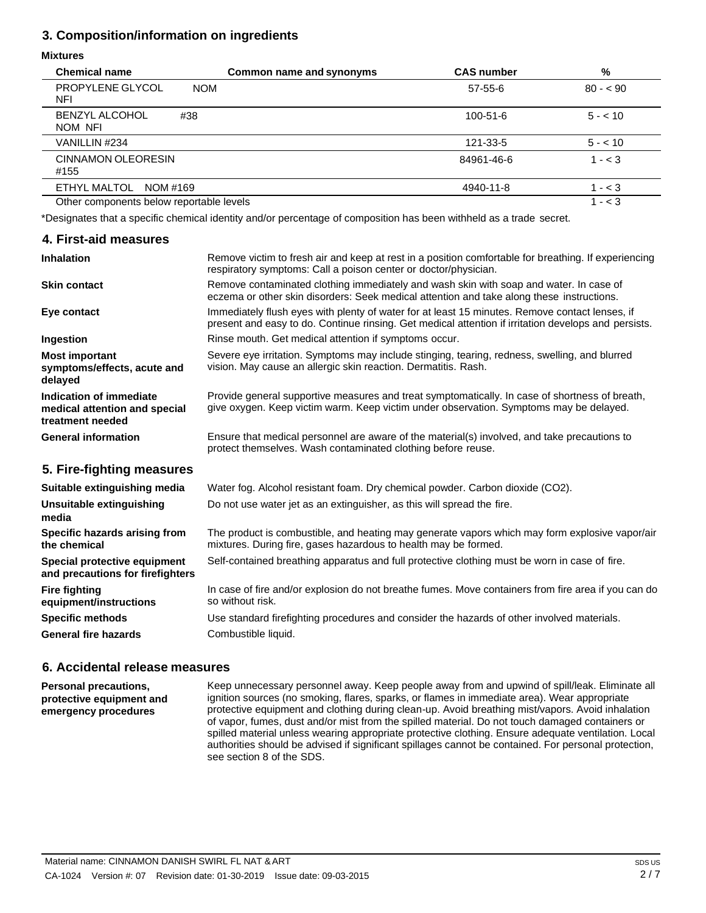## 3. Composition/information on ingredients

**Mixtures**

| Chemical name | Common name and synonyms | CAS number | % |
|---|---|---|---|
| PROPYLENE GLYCOL NOM NFI | | 57-55-6 | 80 - < 90 |
| BENZYL ALCOHOL #38 NOM NFI | | 100-51-6 | 5 - < 10 |
| VANILLIN #234 | | 121-33-5 | 5 - < 10 |
| CINNAMON OLEORESIN #155 | | 84961-46-6 | 1 - < 3 |
| ETHYL MALTOL NOM #169 | | 4940-11-8 | 1 - < 3 |
| Other components below reportable levels | | | 1 - < 3 |

*Designates that a specific chemical identity and/or percentage of composition has been withheld as a trade secret.

## 4. First-aid measures

**Inhalation**
Remove victim to fresh air and keep at rest in a position comfortable for breathing. If experiencing respiratory symptoms: Call a poison center or doctor/physician.

**Skin contact**
Remove contaminated clothing immediately and wash skin with soap and water. In case of eczema or other skin disorders: Seek medical attention and take along these instructions.

**Eye contact**
Immediately flush eyes with plenty of water for at least 15 minutes. Remove contact lenses, if present and easy to do. Continue rinsing. Get medical attention if irritation develops and persists.

**Ingestion**
Rinse mouth. Get medical attention if symptoms occur.

**Most important symptoms/effects, acute and delayed**
Severe eye irritation. Symptoms may include stinging, tearing, redness, swelling, and blurred vision. May cause an allergic skin reaction. Dermatitis. Rash.

**Indication of immediate medical attention and special treatment needed**
Provide general supportive measures and treat symptomatically. In case of shortness of breath, give oxygen. Keep victim warm. Keep victim under observation. Symptoms may be delayed.

**General information**
Ensure that medical personnel are aware of the material(s) involved, and take precautions to protect themselves. Wash contaminated clothing before reuse.

## 5. Fire-fighting measures

**Suitable extinguishing media**
Water fog. Alcohol resistant foam. Dry chemical powder. Carbon dioxide ($CO_2$).

**Unsuitable extinguishing media**
Do not use water jet as an extinguisher, as this will spread the fire.

**Specific hazards arising from the chemical**
The product is combustible, and heating may generate vapors which may form explosive vapor/air mixtures. During fire, gases hazardous to health may be formed.

**Special protective equipment and precautions for firefighters**
Self-contained breathing apparatus and full protective clothing must be worn in case of fire.

**Fire fighting equipment/instructions**
In case of fire and/or explosion do not breathe fumes. Move containers from fire area if you can do so without risk.

**Specific methods**
Use standard firefighting procedures and consider the hazards of other involved materials.

**General fire hazards**
Combustible liquid.

## 6. Accidental release measures

**Personal precautions, protective equipment and emergency procedures**
Keep unnecessary personnel away. Keep people away from and upwind of spill/leak. Eliminate all ignition sources (no smoking, flares, sparks, or flames in immediate area). Wear appropriate protective equipment and clothing during clean-up. Avoid breathing mist/vapors. Avoid inhalation of vapor, fumes, dust and/or mist from the spilled material. Do not touch damaged containers or spilled material unless wearing appropriate protective clothing. Ensure adequate ventilation. Local authorities should be advised if significant spillages cannot be contained. For personal protection, see section 8 of the SDS.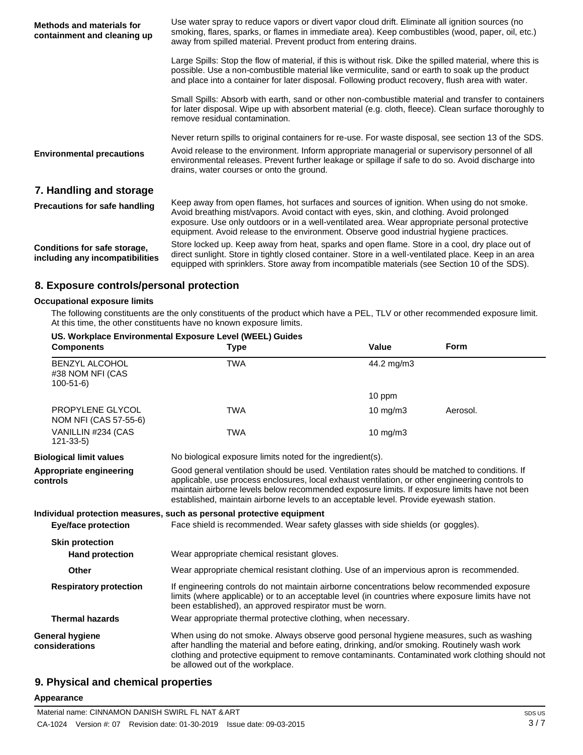**Methods and materials for containment and cleaning up**

Use water spray to reduce vapors or divert vapor cloud drift. Eliminate all ignition sources (no smoking, flares, sparks, or flames in immediate area). Keep combustibles (wood, paper, oil, etc.) away from spilled material. Prevent product from entering drains.

Large Spills: Stop the flow of material, if this is without risk. Dike the spilled material, where this is possible. Use a non-combustible material like vermiculite, sand or earth to soak up the product and place into a container for later disposal. Following product recovery, flush area with water.

Small Spills: Absorb with earth, sand or other non-combustible material and transfer to containers for later disposal. Wipe up with absorbent material (e.g. cloth, fleece). Clean surface thoroughly to remove residual contamination.

Never return spills to original containers for re-use. For waste disposal, see section 13 of the SDS.

**Environmental precautions**

Avoid release to the environment. Inform appropriate managerial or supervisory personnel of all environmental releases. Prevent further leakage or spillage if safe to do so. Avoid discharge into drains, water courses or onto the ground.

## 7. Handling and storage

**Precautions for safe handling**

Keep away from open flames, hot surfaces and sources of ignition. When using do not smoke. Avoid breathing mist/vapors. Avoid contact with eyes, skin, and clothing. Avoid prolonged exposure. Use only outdoors or in a well-ventilated area. Wear appropriate personal protective equipment. Avoid release to the environment. Observe good industrial hygiene practices.

**Conditions for safe storage, including any incompatibilities**

Store locked up. Keep away from heat, sparks and open flame. Store in a cool, dry place out of direct sunlight. Store in tightly closed container. Store in a well-ventilated place. Keep in an area equipped with sprinklers. Store away from incompatible materials (see Section 10 of the SDS).

## 8. Exposure controls/personal protection

**Occupational exposure limits**

The following constituents are the only constituents of the product which have a PEL, TLV or other recommended exposure limit. At this time, the other constituents have no known exposure limits.

**US. Workplace Environmental Exposure Level (WEEL) Guides**

| Components | Type | Value | Form |
|---|---|---|---|
| BENZYL ALCOHOL #38 NOM NFI (CAS 100-51-6) | TWA | 44.2 mg/m3 | |
| | | 10 ppm | |
| PROPYLENE GLYCOL NOM NFI (CAS 57-55-6) | TWA | 10 mg/m3 | Aerosol. |
| VANILLIN #234 (CAS 121-33-5) | TWA | 10 mg/m3 | |

**Biological limit values**

No biological exposure limits noted for the ingredient(s).

**Appropriate engineering controls**

Good general ventilation should be used. Ventilation rates should be matched to conditions. If applicable, use process enclosures, local exhaust ventilation, or other engineering controls to maintain airborne levels below recommended exposure limits. If exposure limits have not been established, maintain airborne levels to an acceptable level. Provide eyewash station.

**Individual protection measures, such as personal protective equipment**

**Eye/face protection**

Face shield is recommended. Wear safety glasses with side shields (or goggles).

**Skin protection**

**Hand protection**

Wear appropriate chemical resistant gloves.

**Other**

Wear appropriate chemical resistant clothing. Use of an impervious apron is recommended.

**Respiratory protection**

If engineering controls do not maintain airborne concentrations below recommended exposure limits (where applicable) or to an acceptable level (in countries where exposure limits have not been established), an approved respirator must be worn.

**Thermal hazards**

Wear appropriate thermal protective clothing, when necessary.

**General hygiene considerations**

When using do not smoke. Always observe good personal hygiene measures, such as washing after handling the material and before eating, drinking, and/or smoking. Routinely wash work clothing and protective equipment to remove contaminants. Contaminated work clothing should not be allowed out of the workplace.

## 9. Physical and chemical properties

**Appearance**

Material name: CINNAMON DANISH SWIRL FL NAT & ART

CA-1024 Version #: 07 Revision date: 01-30-2019 Issue date: 09-03-2015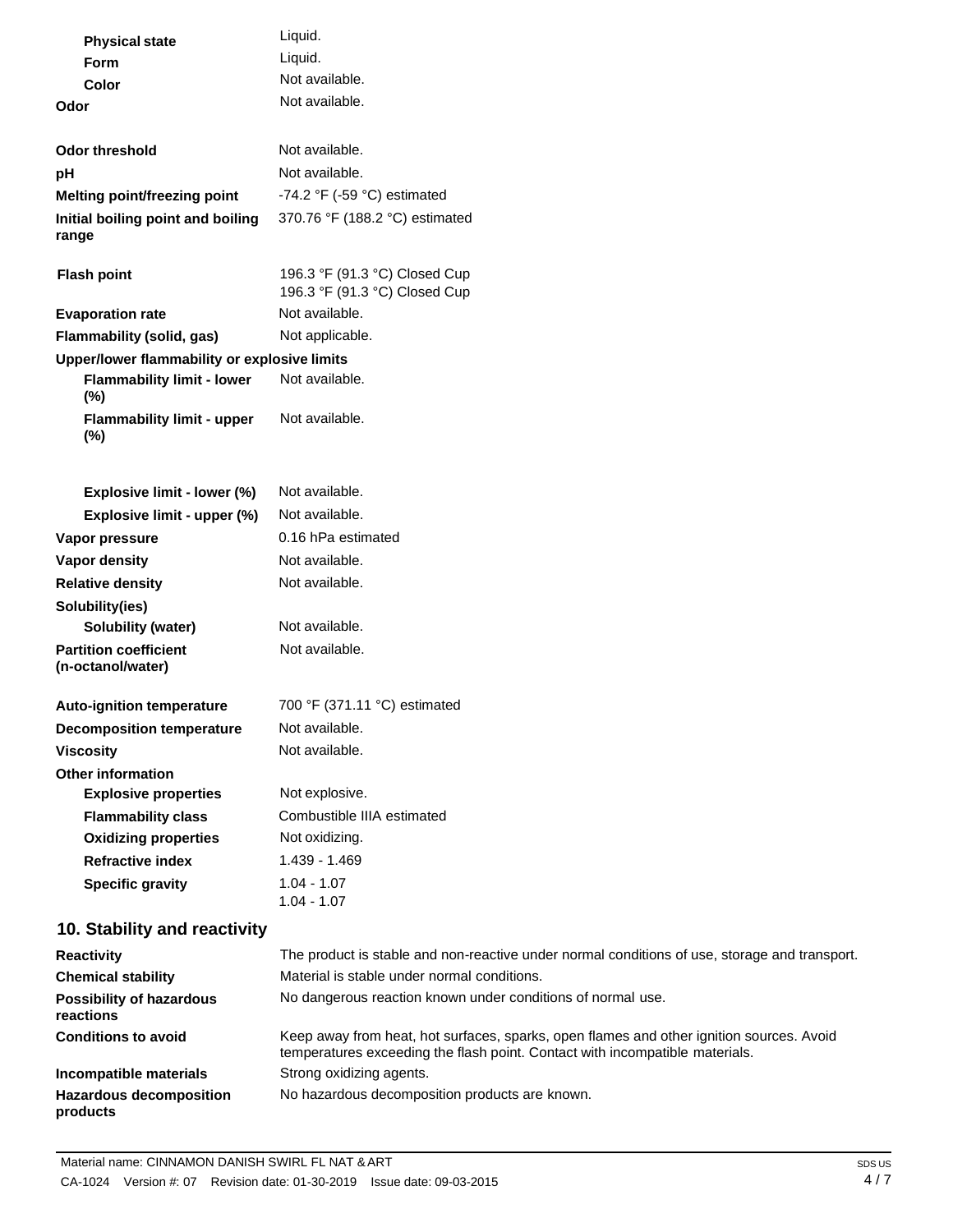| | |
|---|---|
| **Physical state** | Liquid. |
| **Form** | Liquid. |
| **Color** | Not available. |
| **Odor** | Not available. |
| **Odor threshold** | Not available. |
| **pH** | Not available. |
| **Melting point/freezing point** | -74.2 °F (-59 °C) estimated |
| **Initial boiling point and boiling range** | 370.76 °F (188.2 °C) estimated |
| **Flash point** | 196.3 °F (91.3 °C) Closed Cup<br>196.3 °F (91.3 °C) Closed Cup |
| **Evaporation rate** | Not available. |
| **Flammability (solid, gas)** | Not applicable. |
| **Upper/lower flammability or explosive limits** | |
| **Flammability limit - lower (%)** | Not available. |
| **Flammability limit - upper (%)** | Not available. |
| **Explosive limit - lower (%)** | Not available. |
| **Explosive limit - upper (%)** | Not available. |
| **Vapor pressure** | 0.16 hPa estimated |
| **Vapor density** | Not available. |
| **Relative density** | Not available. |
| **Solubility(ies)** | |
| **Solubility (water)** | Not available. |
| **Partition coefficient (n-octanol/water)** | Not available. |
| **Auto-ignition temperature** | 700 °F (371.11 °C) estimated |
| **Decomposition temperature** | Not available. |
| **Viscosity** | Not available. |
| **Other information** | |
| **Explosive properties** | Not explosive. |
| **Flammability class** | Combustible IIIA estimated |
| **Oxidizing properties** | Not oxidizing. |
| **Refractive index** | 1.439 - 1.469 |
| **Specific gravity** | 1.04 - 1.07<br>1.04 - 1.07 |

## 10. Stability and reactivity

| | |
|---|---|
| **Reactivity** | The product is stable and non-reactive under normal conditions of use, storage and transport. |
| **Chemical stability** | Material is stable under normal conditions. |
| **Possibility of hazardous reactions** | No dangerous reaction known under conditions of normal use. |
| **Conditions to avoid** | Keep away from heat, hot surfaces, sparks, open flames and other ignition sources. Avoid temperatures exceeding the flash point. Contact with incompatible materials. |
| **Incompatible materials** | Strong oxidizing agents. |
| **Hazardous decomposition products** | No hazardous decomposition products are known. |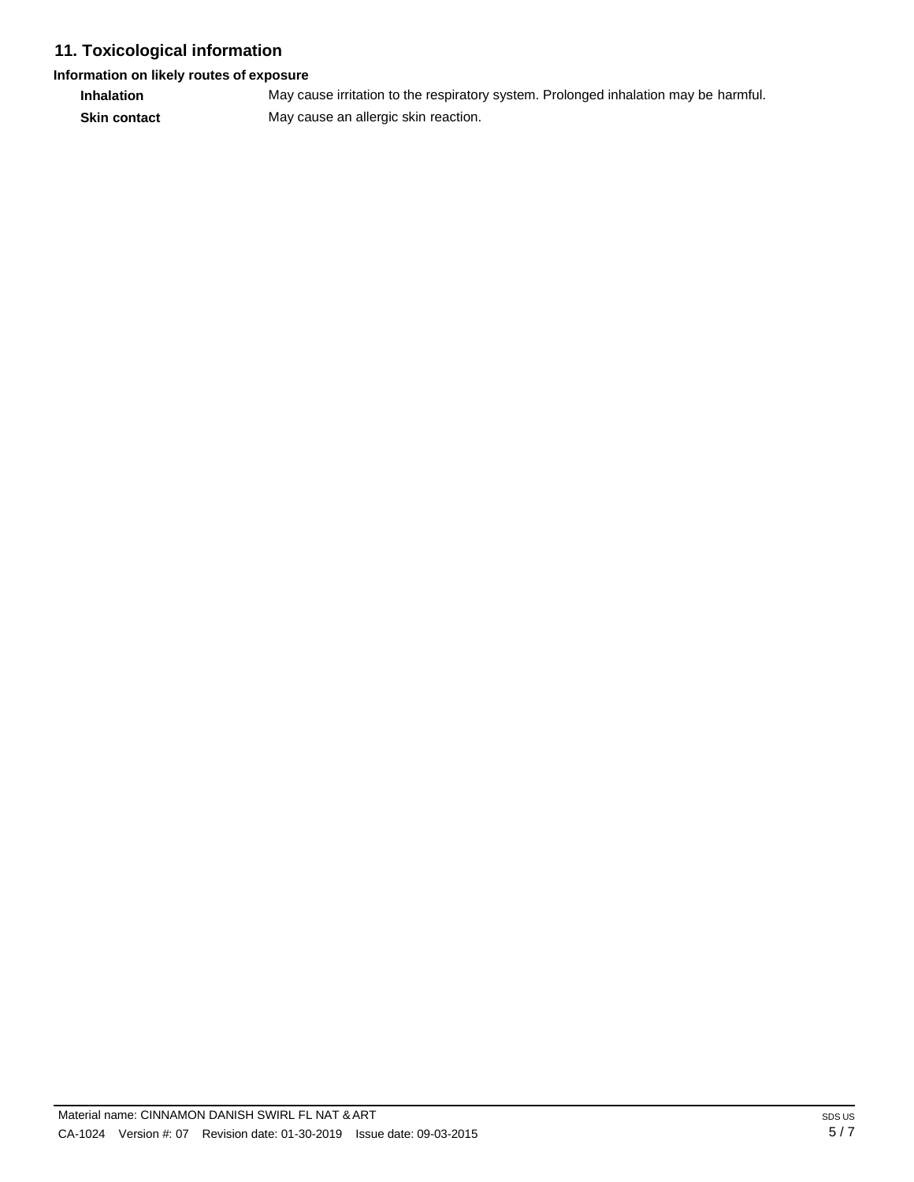## 11. Toxicological information

### Information on likely routes of exposure

| | |
|---|---|
| **Inhalation** | May cause irritation to the respiratory system. Prolonged inhalation may be harmful. |
| **Skin contact** | May cause an allergic skin reaction. |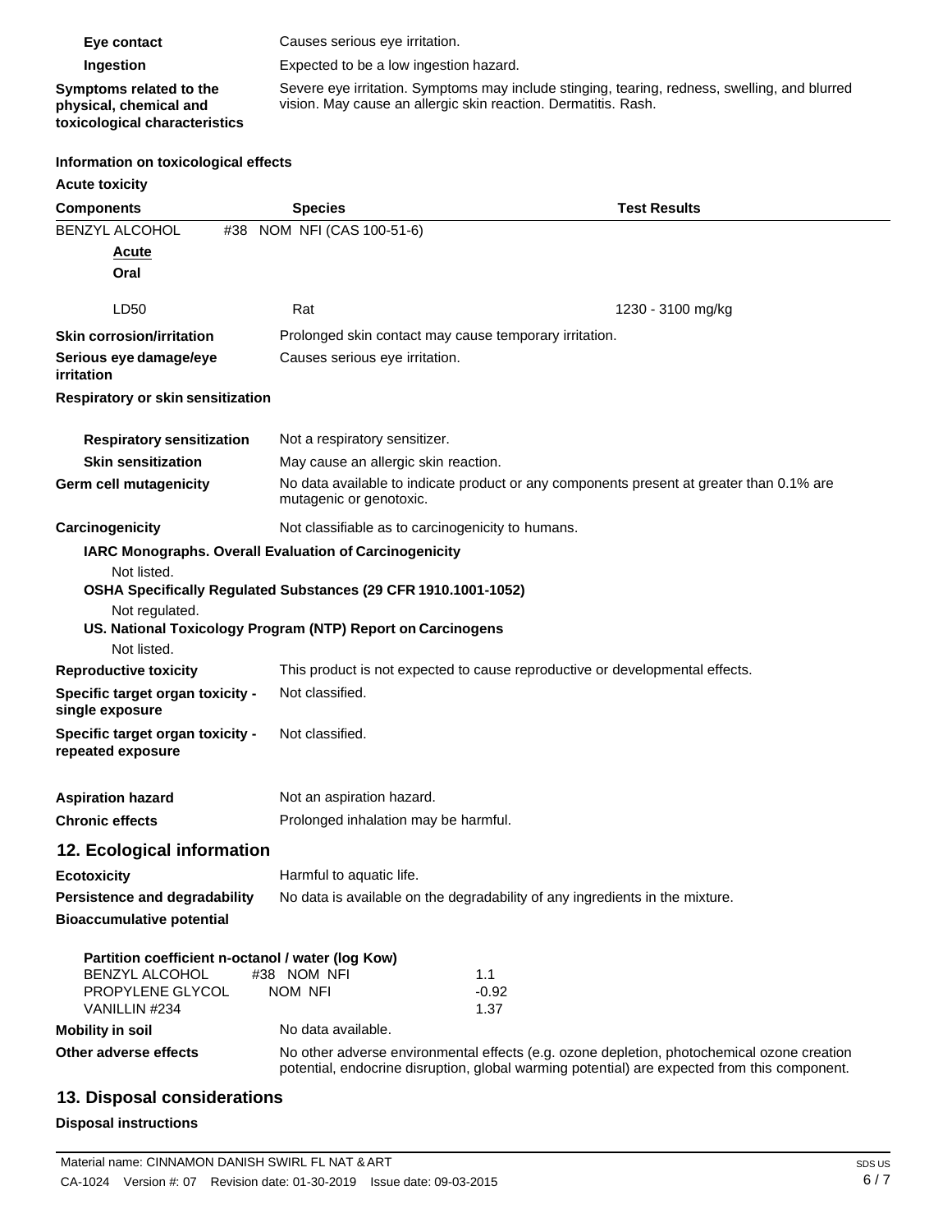| | |
|---|---|
| **Eye contact** | Causes serious eye irritation. |
| **Ingestion** | Expected to be a low ingestion hazard. |
| **Symptoms related to the physical, chemical and toxicological characteristics** | Severe eye irritation. Symptoms may include stinging, tearing, redness, swelling, and blurred vision. May cause an allergic skin reaction. Dermatitis. Rash. |

**Information on toxicological effects**

**Acute toxicity**

| Components | Species | Test Results |
|---|---|---|
| BENZYL ALCOHOL #38 NOM NFI (CAS 100-51-6) | | |
| **Acute** | | |
| **Oral** | | |
| LD50 | Rat | 1230 - 3100 mg/kg |

| | |
|---|---|
| **Skin corrosion/irritation** | Prolonged skin contact may cause temporary irritation. |
| **Serious eye damage/eye irritation** | Causes serious eye irritation. |

**Respiratory or skin sensitization**

| | |
|---|---|
| **Respiratory sensitization** | Not a respiratory sensitizer. |
| **Skin sensitization** | May cause an allergic skin reaction. |
| **Germ cell mutagenicity** | No data available to indicate product or any components present at greater than 0.1% are mutagenic or genotoxic. |
| **Carcinogenicity** | Not classifiable as to carcinogenicity to humans. |

**IARC Monographs. Overall Evaluation of Carcinogenicity**

Not listed.

**OSHA Specifically Regulated Substances (29 CFR 1910.1001-1052)**

Not regulated.

**US. National Toxicology Program (NTP) Report on Carcinogens**

Not listed.

| | |
|---|---|
| **Reproductive toxicity** | This product is not expected to cause reproductive or developmental effects. |
| **Specific target organ toxicity - single exposure** | Not classified. |
| **Specific target organ toxicity - repeated exposure** | Not classified. |
| **Aspiration hazard** | Not an aspiration hazard. |
| **Chronic effects** | Prolonged inhalation may be harmful. |

## 12. Ecological information

| | |
|---|---|
| **Ecotoxicity** | Harmful to aquatic life. |
| **Persistence and degradability** | No data is available on the degradability of any ingredients in the mixture. |

**Bioaccumulative potential**

**Partition coefficient n-octanol / water (log Kow)**

| | |
|---|---|
| BENZYL ALCOHOL #38 NOM NFI | 1.1 |
| PROPYLENE GLYCOL NOM NFI | -0.92 |
| VANILLIN #234 | 1.37 |

| | |
|---|---|
| **Mobility in soil** | No data available. |
| **Other adverse effects** | No other adverse environmental effects (e.g. ozone depletion, photochemical ozone creation potential, endocrine disruption, global warming potential) are expected from this component. |

## 13. Disposal considerations

**Disposal instructions**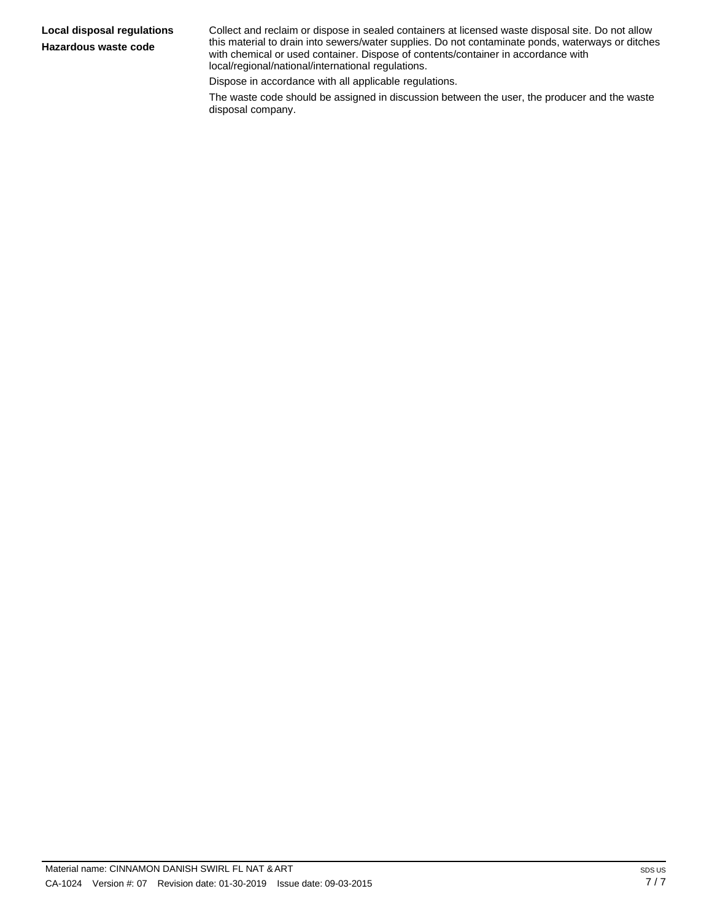| | |
|---|---|
| **Local disposal regulations** | Collect and reclaim or dispose in sealed containers at licensed waste disposal site. Do not allow this material to drain into sewers/water supplies. Do not contaminate ponds, waterways or ditches with chemical or used container. Dispose of contents/container in accordance with local/regional/national/international regulations. |
| | Dispose in accordance with all applicable regulations. |
| **Hazardous waste code** | The waste code should be assigned in discussion between the user, the producer and the waste disposal company. |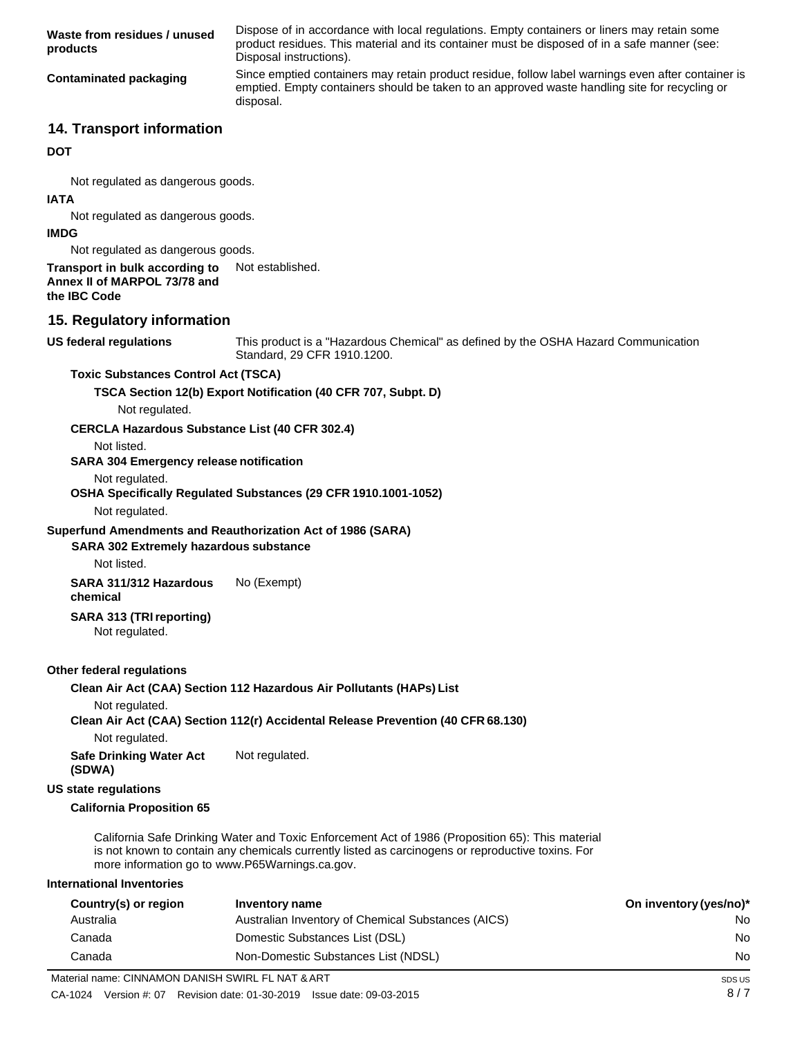**Waste from residues / unused products**

Dispose of in accordance with local regulations. Empty containers or liners may retain some product residues. This material and its container must be disposed of in a safe manner (see: Disposal instructions).

**Contaminated packaging**

Since emptied containers may retain product residue, follow label warnings even after container is emptied. Empty containers should be taken to an approved waste handling site for recycling or disposal.

## 14. Transport information

**DOT**

Not regulated as dangerous goods.

**IATA**

Not regulated as dangerous goods.

**IMDG**

Not regulated as dangerous goods.

**Transport in bulk according to Annex II of MARPOL 73/78 and the IBC Code**

Not established.

## 15. Regulatory information

**US federal regulations**

This product is a "Hazardous Chemical" as defined by the OSHA Hazard Communication Standard, 29 CFR 1910.1200.

**Toxic Substances Control Act (TSCA)**

**TSCA Section 12(b) Export Notification (40 CFR 707, Subpt. D)**

Not regulated.

**CERCLA Hazardous Substance List (40 CFR 302.4)**

Not listed.

**SARA 304 Emergency release notification**

Not regulated.

**OSHA Specifically Regulated Substances (29 CFR 1910.1001-1052)**

Not regulated.

**Superfund Amendments and Reauthorization Act of 1986 (SARA)**

**SARA 302 Extremely hazardous substance**

Not listed.

**SARA 311/312 Hazardous chemical**

No (Exempt)

**SARA 313 (TRI reporting)**

Not regulated.

**Other federal regulations**

**Clean Air Act (CAA) Section 112 Hazardous Air Pollutants (HAPs) List**

Not regulated.

**Clean Air Act (CAA) Section 112(r) Accidental Release Prevention (40 CFR 68.130)**

Not regulated.

**Safe Drinking Water Act (SDWA)**

Not regulated.

**US state regulations**

**California Proposition 65**

California Safe Drinking Water and Toxic Enforcement Act of 1986 (Proposition 65): This material is not known to contain any chemicals currently listed as carcinogens or reproductive toxins. For more information go to www.P65Warnings.ca.gov.

**International Inventories**

| Country(s) or region | Inventory name | On inventory (yes/no)* |
|---|---|---|
| Australia | Australian Inventory of Chemical Substances (AICS) | No |
| Canada | Domestic Substances List (DSL) | No |
| Canada | Non-Domestic Substances List (NDSL) | No |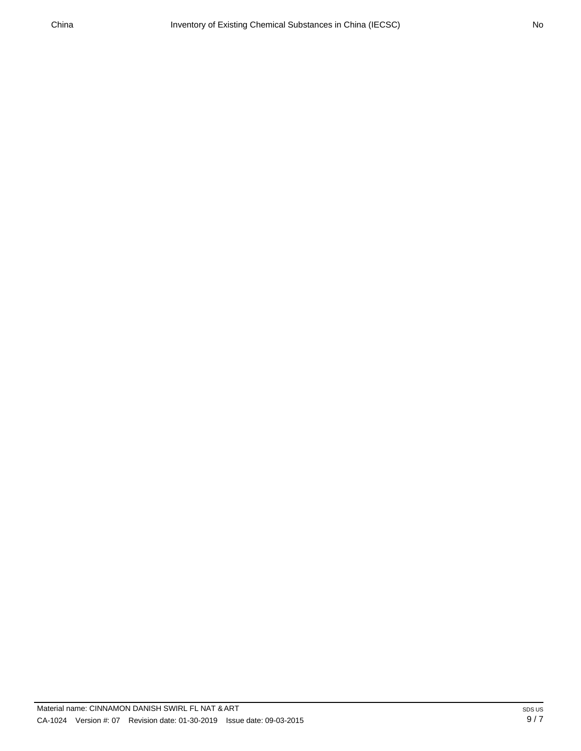| | | |
|---|---|---|
| China | Inventory of Existing Chemical Substances in China (IECSC) | No |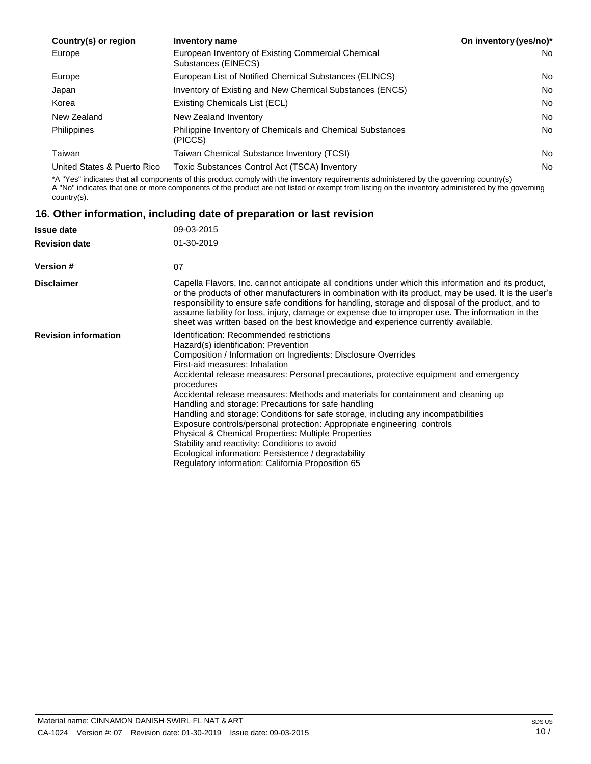| Country(s) or region | Inventory name | On inventory (yes/no)* |
| --- | --- | --- |
| Europe | European Inventory of Existing Commercial Chemical Substances (EINECS) | No |
| Europe | European List of Notified Chemical Substances (ELINCS) | No |
| Japan | Inventory of Existing and New Chemical Substances (ENCS) | No |
| Korea | Existing Chemicals List (ECL) | No |
| New Zealand | New Zealand Inventory | No |
| Philippines | Philippine Inventory of Chemicals and Chemical Substances (PICCS) | No |
| Taiwan | Taiwan Chemical Substance Inventory (TCSI) | No |
| United States & Puerto Rico | Toxic Substances Control Act (TSCA) Inventory | No |

*A "Yes" indicates that all components of this product comply with the inventory requirements administered by the governing country(s)
A "No" indicates that one or more components of the product are not listed or exempt from listing on the inventory administered by the governing country(s).

## 16. Other information, including date of preparation or last revision

**Issue date** 09-03-2015

**Revision date** 01-30-2019

**Version #** 07

**Disclaimer** Capella Flavors, Inc. cannot anticipate all conditions under which this information and its product, or the products of other manufacturers in combination with its product, may be used. It is the user's responsibility to ensure safe conditions for handling, storage and disposal of the product, and to assume liability for loss, injury, damage or expense due to improper use. The information in the sheet was written based on the best knowledge and experience currently available.

**Revision information**

Identification: Recommended restrictions
Hazard(s) identification: Prevention
Composition / Information on Ingredients: Disclosure Overrides
First-aid measures: Inhalation
Accidental release measures: Personal precautions, protective equipment and emergency procedures
Accidental release measures: Methods and materials for containment and cleaning up
Handling and storage: Precautions for safe handling
Handling and storage: Conditions for safe storage, including any incompatibilities
Exposure controls/personal protection: Appropriate engineering controls
Physical & Chemical Properties: Multiple Properties
Stability and reactivity: Conditions to avoid
Ecological information: Persistence / degradability
Regulatory information: California Proposition 65